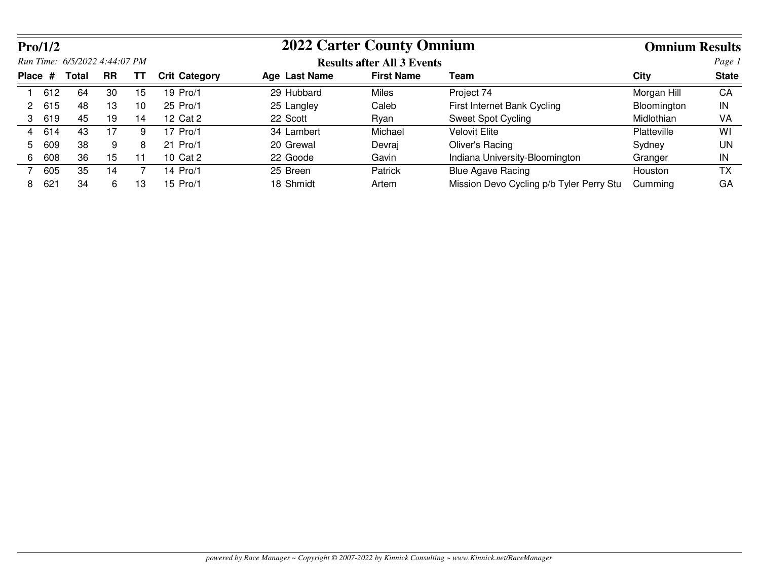# 2022 Carter County Omnium

**Pro/1/2**

*Run Time: 6/5/2022 4:44:07 PM*

**Omnium Results**

**Results after All 3 Events**

| Place | # | Total | RR | TT | Crit | Category | Age | Last Name | First Name | Team | City | State |
|---|---|---|---|---|---|---|---|---|---|---|---|---|
| 1 | 612 | 64 | 30 | 15 | 19 | Pro/1 | 29 | Hubbard | Miles | Project 74 | Morgan Hill | CA |
| 2 | 615 | 48 | 13 | 10 | 25 | Pro/1 | 25 | Langley | Caleb | First Internet Bank Cycling | Bloomington | IN |
| 3 | 619 | 45 | 19 | 14 | 12 | Cat 2 | 22 | Scott | Ryan | Sweet Spot Cycling | Midlothian | VA |
| 4 | 614 | 43 | 17 | 9 | 17 | Pro/1 | 34 | Lambert | Michael | Velovit Elite | Platteville | WI |
| 5 | 609 | 38 | 9 | 8 | 21 | Pro/1 | 20 | Grewal | Devraj | Oliver's Racing | Sydney | UN |
| 6 | 608 | 36 | 15 | 11 | 10 | Cat 2 | 22 | Goode | Gavin | Indiana University-Bloomington | Granger | IN |
| 7 | 605 | 35 | 14 | 7 | 14 | Pro/1 | 25 | Breen | Patrick | Blue Agave Racing | Houston | TX |
| 8 | 621 | 34 | 6 | 13 | 15 | Pro/1 | 18 | Shmidt | Artem | Mission Devo Cycling p/b Tyler Perry Stu | Cumming | GA |

*powered by Race Manager ~ Copyright © 2007-2022 by Kinnick Consulting ~ www.Kinnick.net/RaceManager*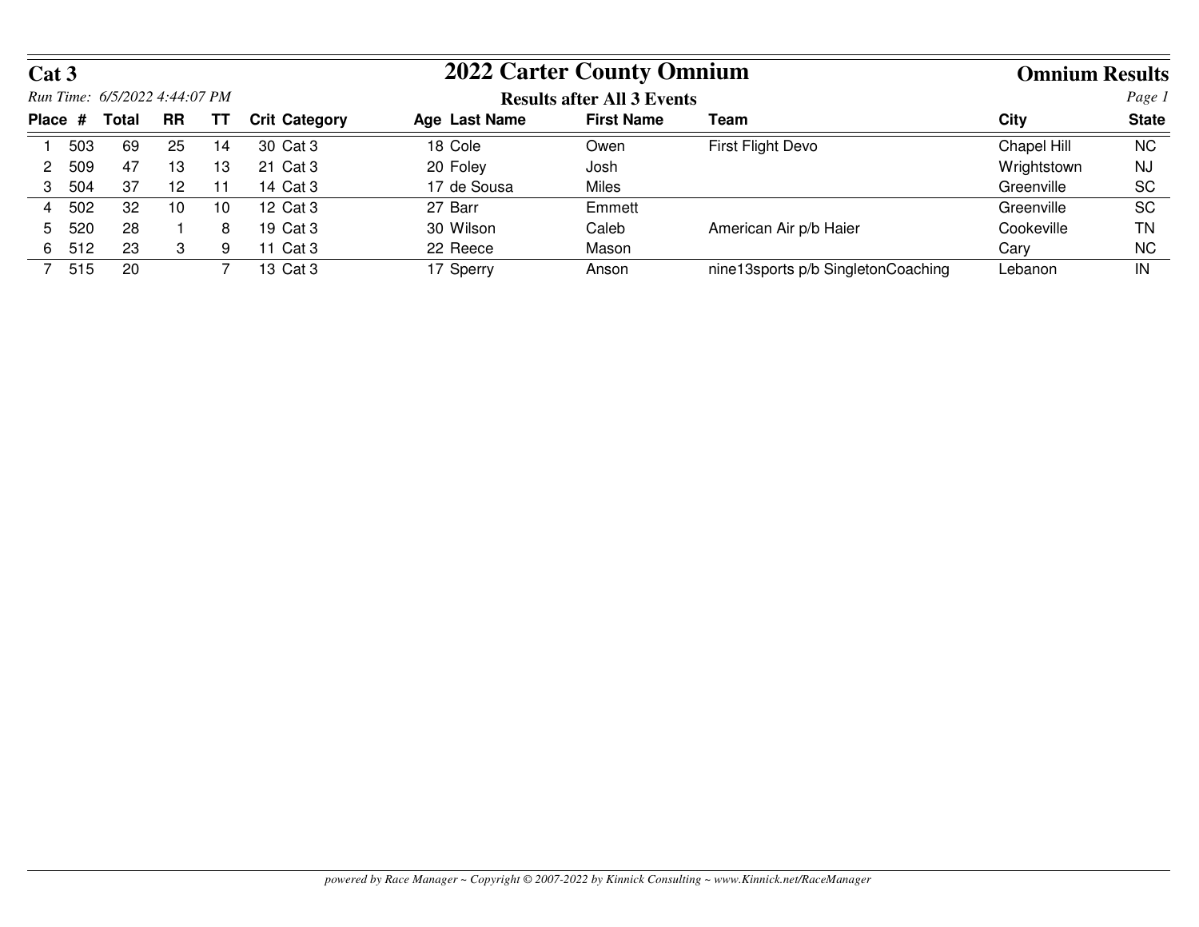# Cat 3

## 2022 Carter County Omnium

### Omnium Results

*Run Time: 6/5/2022 4:44:07 PM*

**Results after All 3 Events**

| Place | # | Total | RR | TT | Crit | Category | Age | Last Name | First Name | Team | City | State |
|---|---|---|---|---|---|---|---|---|---|---|---|---|
| 1 | 503 | 69 | 25 | 14 | 30 | Cat 3 | 18 | Cole | Owen | First Flight Devo | Chapel Hill | NC |
| 2 | 509 | 47 | 13 | 13 | 21 | Cat 3 | 20 | Foley | Josh | | Wrightstown | NJ |
| 3 | 504 | 37 | 12 | 11 | 14 | Cat 3 | 17 | de Sousa | Miles | | Greenville | SC |
| 4 | 502 | 32 | 10 | 10 | 12 | Cat 3 | 27 | Barr | Emmett | | Greenville | SC |
| 5 | 520 | 28 | 1 | 8 | 19 | Cat 3 | 30 | Wilson | Caleb | American Air p/b Haier | Cookeville | TN |
| 6 | 512 | 23 | 3 | 9 | 11 | Cat 3 | 22 | Reece | Mason | | Cary | NC |
| 7 | 515 | 20 | | 7 | 13 | Cat 3 | 17 | Sperry | Anson | nine13sports p/b SingletonCoaching | Lebanon | IN |

*powered by Race Manager ~ Copyright © 2007-2022 by Kinnick Consulting ~ www.Kinnick.net/RaceManager*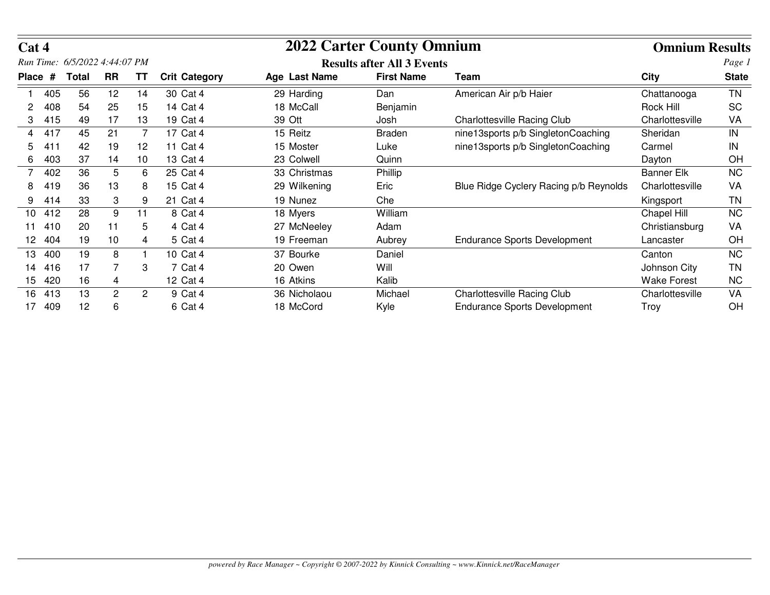# Cat 4

## 2022 Carter County Omnium

### Omnium Results

*Run Time: 6/5/2022 4:44:07 PM*

**Results after All 3 Events**

| Place | # | Total | RR | TT | Crit | Category | Age | Last Name | First Name | Team | City | State |
|---|---|---|---|---|---|---|---|---|---|---|---|---|
| 1 | 405 | 56 | 12 | 14 | 30 | Cat 4 | 29 | Harding | Dan | American Air p/b Haier | Chattanooga | TN |
| 2 | 408 | 54 | 25 | 15 | 14 | Cat 4 | 18 | McCall | Benjamin | | Rock Hill | SC |
| 3 | 415 | 49 | 17 | 13 | 19 | Cat 4 | 39 | Ott | Josh | Charlottesville Racing Club | Charlottesville | VA |
| 4 | 417 | 45 | 21 | 7 | 17 | Cat 4 | 15 | Reitz | Braden | nine13sports p/b SingletonCoaching | Sheridan | IN |
| 5 | 411 | 42 | 19 | 12 | 11 | Cat 4 | 15 | Moster | Luke | nine13sports p/b SingletonCoaching | Carmel | IN |
| 6 | 403 | 37 | 14 | 10 | 13 | Cat 4 | 23 | Colwell | Quinn | | Dayton | OH |
| 7 | 402 | 36 | 5 | 6 | 25 | Cat 4 | 33 | Christmas | Phillip | | Banner Elk | NC |
| 8 | 419 | 36 | 13 | 8 | 15 | Cat 4 | 29 | Wilkening | Eric | Blue Ridge Cyclery Racing p/b Reynolds | Charlottesville | VA |
| 9 | 414 | 33 | 3 | 9 | 21 | Cat 4 | 19 | Nunez | Che | | Kingsport | TN |
| 10 | 412 | 28 | 9 | 11 | 8 | Cat 4 | 18 | Myers | William | | Chapel Hill | NC |
| 11 | 410 | 20 | 11 | 5 | 4 | Cat 4 | 27 | McNeeley | Adam | | Christiansburg | VA |
| 12 | 404 | 19 | 10 | 4 | 5 | Cat 4 | 19 | Freeman | Aubrey | Endurance Sports Development | Lancaster | OH |
| 13 | 400 | 19 | 8 | 1 | 10 | Cat 4 | 37 | Bourke | Daniel | | Canton | NC |
| 14 | 416 | 17 | 7 | 3 | 7 | Cat 4 | 20 | Owen | Will | | Johnson City | TN |
| 15 | 420 | 16 | 4 | | 12 | Cat 4 | 16 | Atkins | Kalib | | Wake Forest | NC |
| 16 | 413 | 13 | 2 | 2 | 9 | Cat 4 | 36 | Nicholaou | Michael | Charlottesville Racing Club | Charlottesville | VA |
| 17 | 409 | 12 | 6 | | 6 | Cat 4 | 18 | McCord | Kyle | Endurance Sports Development | Troy | OH |

*powered by Race Manager ~ Copyright © 2007-2022 by Kinnick Consulting ~ www.Kinnick.net/RaceManager*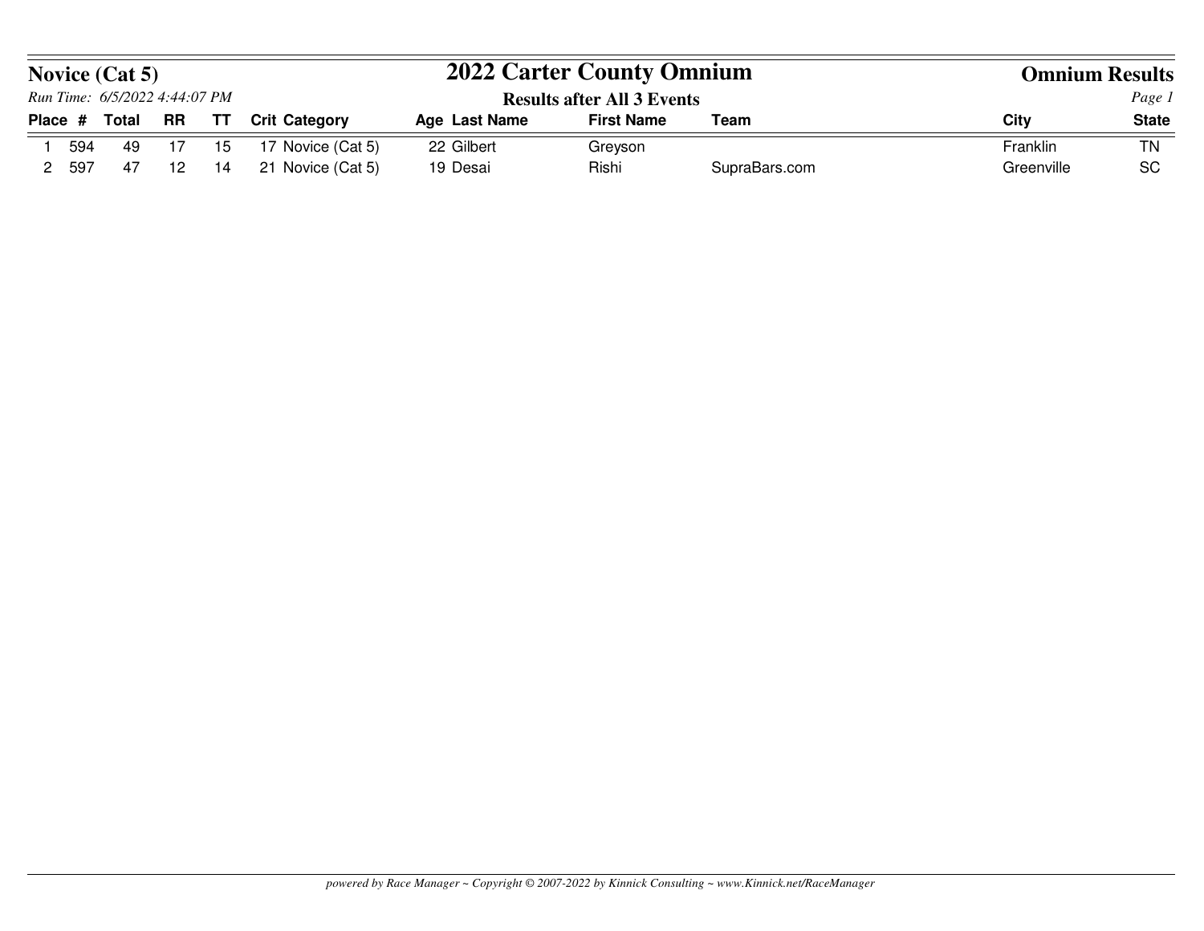# 2022 Carter County Omnium

## Novice (Cat 5)

*Run Time: 6/5/2022 4:44:07 PM*

**Results after All 3 Events**

**Omnium Results**

| Place | # | Total | RR | TT | Crit | Category | Age | Last Name | First Name | Team | City | State |
|---|---|---|---|---|---|---|---|---|---|---|---|---|
| 1 | 594 | 49 | 17 | 15 | 17 | Novice (Cat 5) | 22 | Gilbert | Greyson | | Franklin | TN |
| 2 | 597 | 47 | 12 | 14 | 21 | Novice (Cat 5) | 19 | Desai | Rishi | SupraBars.com | Greenville | SC |

*powered by Race Manager ~ Copyright © 2007-2022 by Kinnick Consulting ~ www.Kinnick.net/RaceManager*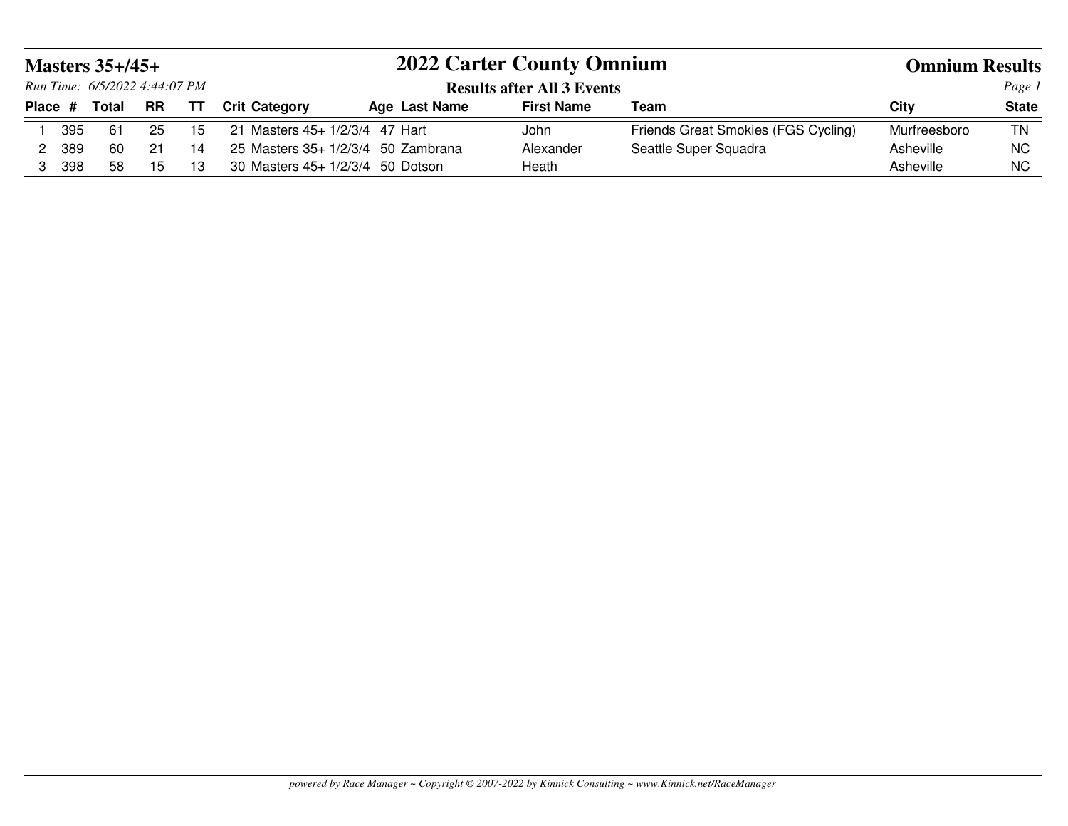## Masters 35+/45+

# 2022 Carter County Omnium

## Omnium Results

*Run Time: 6/5/2022 4:44:07 PM*

**Results after All 3 Events**

| Place | # | Total | RR | TT | Crit | Category | Age | Last Name | First Name | Team | City | State |
|---|---|---|---|---|---|---|---|---|---|---|---|---|
| 1 | 395 | 61 | 25 | 15 | 21 | Masters 45+ 1/2/3/4 | 47 | Hart | John | Friends Great Smokies (FGS Cycling) | Murfreesboro | TN |
| 2 | 389 | 60 | 21 | 14 | 25 | Masters 35+ 1/2/3/4 | 50 | Zambrana | Alexander | Seattle Super Squadra | Asheville | NC |
| 3 | 398 | 58 | 15 | 13 | 30 | Masters 45+ 1/2/3/4 | 50 | Dotson | Heath | | Asheville | NC |

*powered by Race Manager ~ Copyright © 2007-2022 by Kinnick Consulting ~ www.Kinnick.net/RaceManager*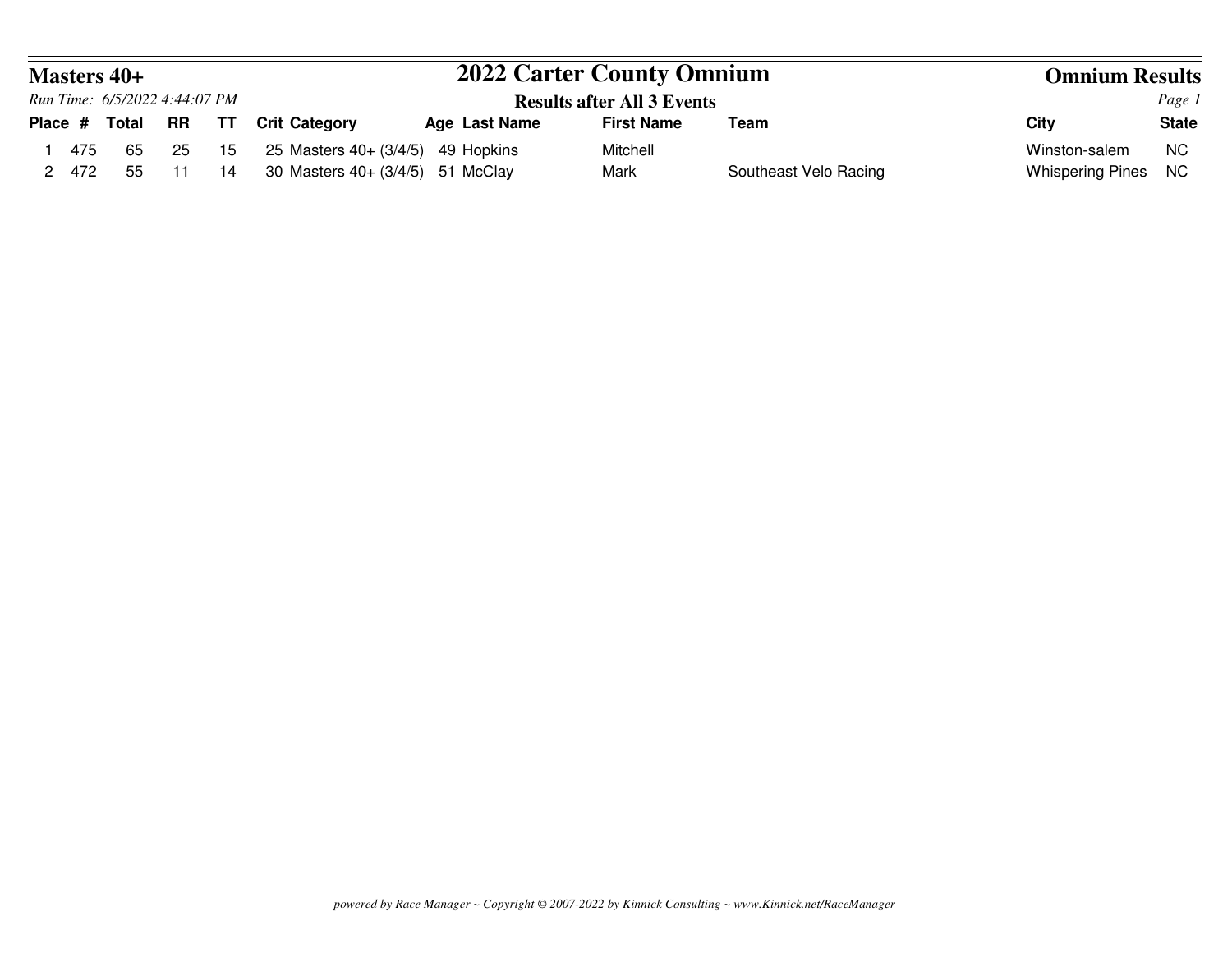# Masters 40+

## 2022 Carter County Omnium

## Omnium Results

*Run Time: 6/5/2022 4:44:07 PM*

**Results after All 3 Events**

| Place | # | Total | RR | TT | Crit | Category | Age | Last Name | First Name | Team | City | State |
|---|---|---|---|---|---|---|---|---|---|---|---|---|
| 1 | 475 | 65 | 25 | 15 | 25 | Masters 40+ (3/4/5) | 49 | Hopkins | Mitchell | | Winston-salem | NC |
| 2 | 472 | 55 | 11 | 14 | 30 | Masters 40+ (3/4/5) | 51 | McClay | Mark | Southeast Velo Racing | Whispering Pines | NC |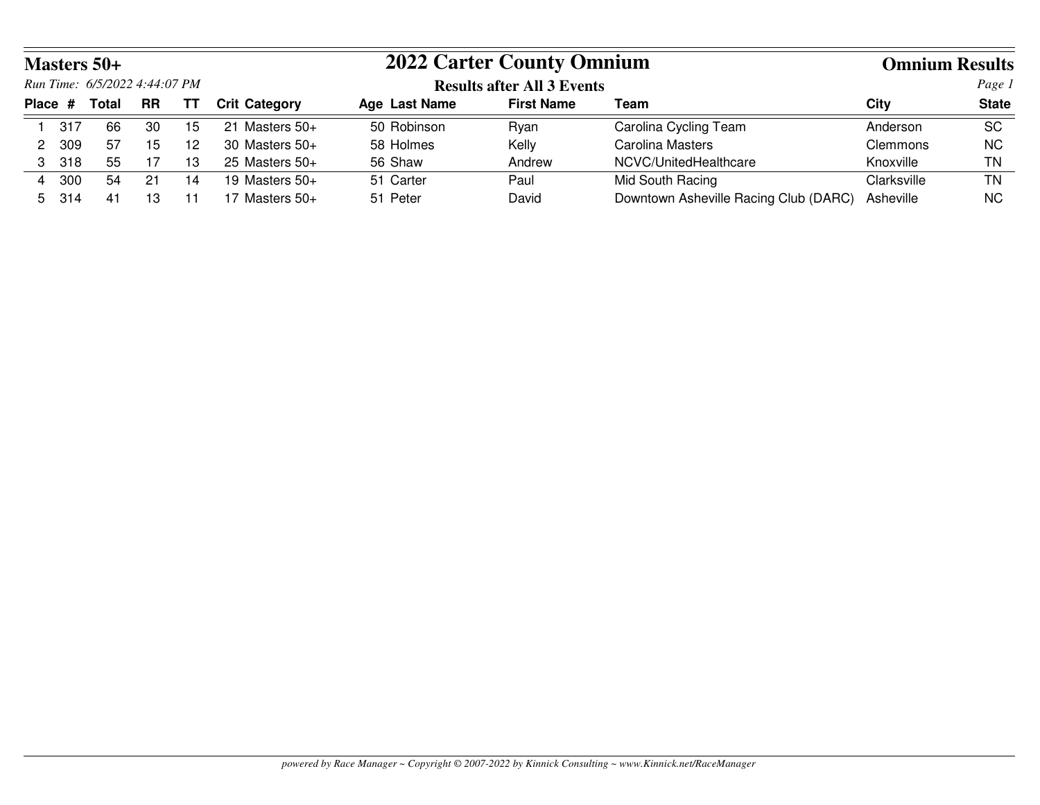# 2022 Carter County Omnium

## Masters 50+

**Omnium Results**

*Run Time: 6/5/2022 4:44:07 PM*

**Results after All 3 Events**

| Place | # | Total | RR | TT | Crit | Category | Age | Last Name | First Name | Team | City | State |
|---|---|---|---|---|---|---|---|---|---|---|---|---|
| 1 | 317 | 66 | 30 | 15 | 21 | Masters 50+ | 50 | Robinson | Ryan | Carolina Cycling Team | Anderson | SC |
| 2 | 309 | 57 | 15 | 12 | 30 | Masters 50+ | 58 | Holmes | Kelly | Carolina Masters | Clemmons | NC |
| 3 | 318 | 55 | 17 | 13 | 25 | Masters 50+ | 56 | Shaw | Andrew | NCVC/UnitedHealthcare | Knoxville | TN |
| 4 | 300 | 54 | 21 | 14 | 19 | Masters 50+ | 51 | Carter | Paul | Mid South Racing | Clarksville | TN |
| 5 | 314 | 41 | 13 | 11 | 17 | Masters 50+ | 51 | Peter | David | Downtown Asheville Racing Club (DARC) | Asheville | NC |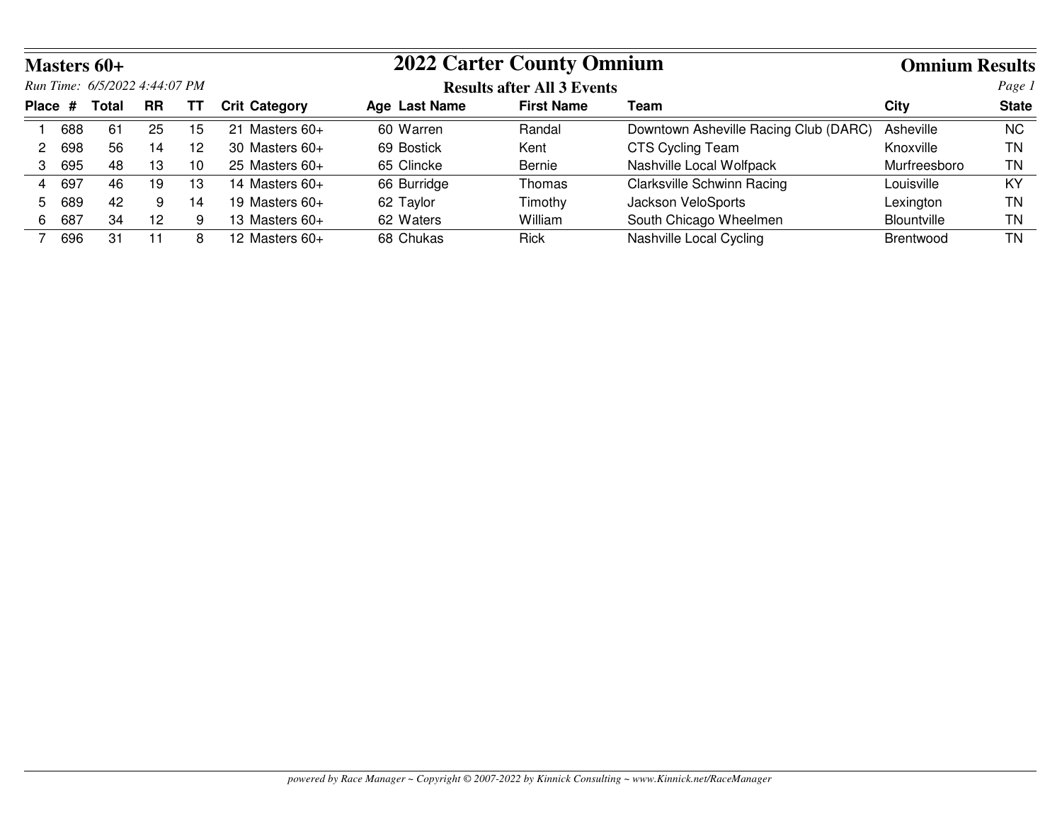# 2022 Carter County Omnium

## Masters 60+

**Omnium Results**

*Run Time: 6/5/2022 4:44:07 PM*

**Results after All 3 Events**

| Place | # | Total | RR | TT | Crit | Category | Age | Last Name | First Name | Team | City | State |
|---|---|---|---|---|---|---|---|---|---|---|---|---|
| 1 | 688 | 61 | 25 | 15 | 21 | Masters 60+ | 60 | Warren | Randal | Downtown Asheville Racing Club (DARC) | Asheville | NC |
| 2 | 698 | 56 | 14 | 12 | 30 | Masters 60+ | 69 | Bostick | Kent | CTS Cycling Team | Knoxville | TN |
| 3 | 695 | 48 | 13 | 10 | 25 | Masters 60+ | 65 | Clincke | Bernie | Nashville Local Wolfpack | Murfreesboro | TN |
| 4 | 697 | 46 | 19 | 13 | 14 | Masters 60+ | 66 | Burridge | Thomas | Clarksville Schwinn Racing | Louisville | KY |
| 5 | 689 | 42 | 9 | 14 | 19 | Masters 60+ | 62 | Taylor | Timothy | Jackson VeloSports | Lexington | TN |
| 6 | 687 | 34 | 12 | 9 | 13 | Masters 60+ | 62 | Waters | William | South Chicago Wheelmen | Blountville | TN |
| 7 | 696 | 31 | 11 | 8 | 12 | Masters 60+ | 68 | Chukas | Rick | Nashville Local Cycling | Brentwood | TN |

*powered by Race Manager ~ Copyright © 2007-2022 by Kinnick Consulting ~ www.Kinnick.net/RaceManager*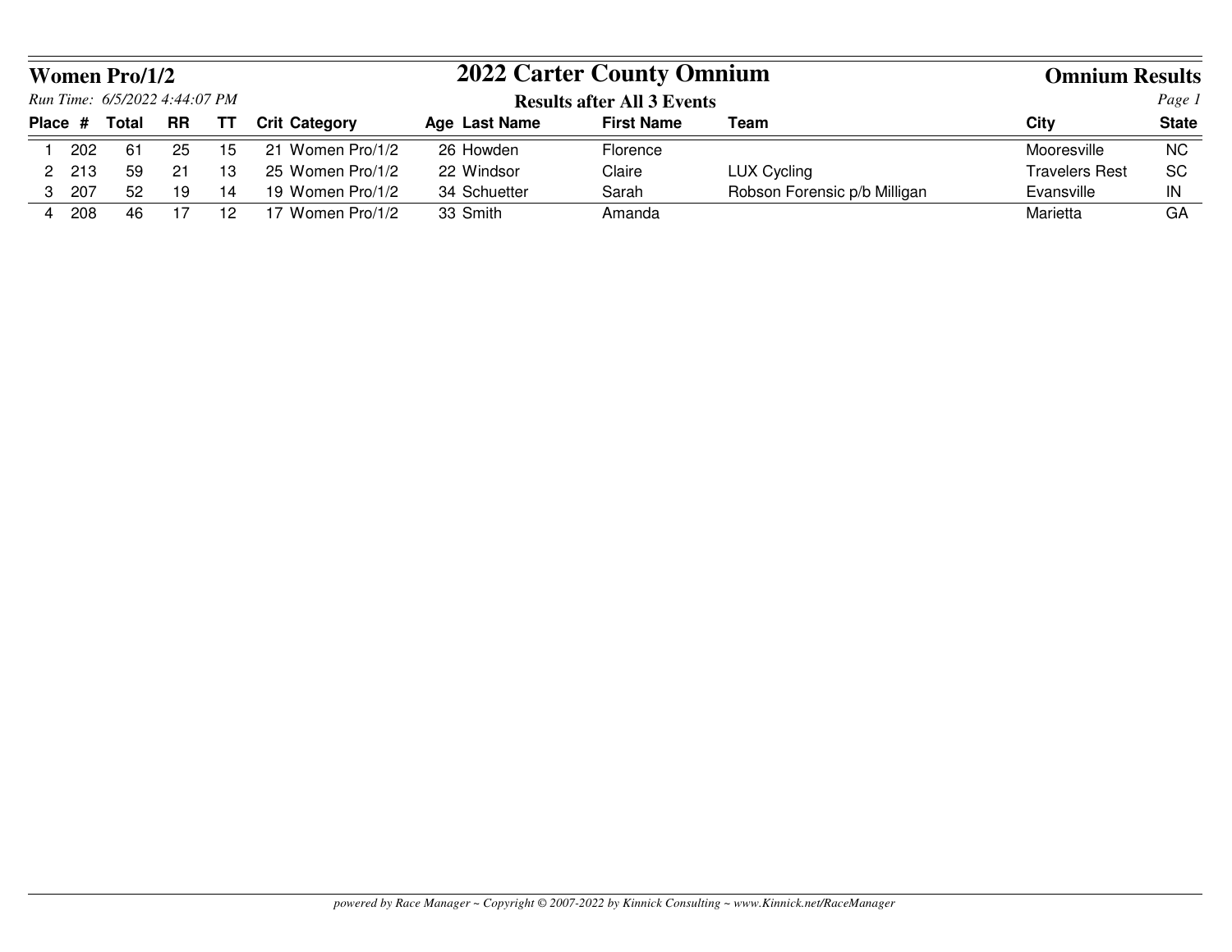**Women Pro/1/2**

# 2022 Carter County Omnium

## Omnium Results

*Run Time: 6/5/2022 4:44:07 PM*

**Results after All 3 Events**

| Place | # | Total | RR | TT | Crit | Category | Age | Last Name | First Name | Team | City | State |
|---|---|---|---|---|---|---|---|---|---|---|---|---|
| 1 | 202 | 61 | 25 | 15 | 21 | Women Pro/1/2 | 26 | Howden | Florence | | Mooresville | NC |
| 2 | 213 | 59 | 21 | 13 | 25 | Women Pro/1/2 | 22 | Windsor | Claire | LUX Cycling | Travelers Rest | SC |
| 3 | 207 | 52 | 19 | 14 | 19 | Women Pro/1/2 | 34 | Schuetter | Sarah | Robson Forensic p/b Milligan | Evansville | IN |
| 4 | 208 | 46 | 17 | 12 | 17 | Women Pro/1/2 | 33 | Smith | Amanda | | Marietta | GA |

*powered by Race Manager ~ Copyright © 2007-2022 by Kinnick Consulting ~ www.Kinnick.net/RaceManager*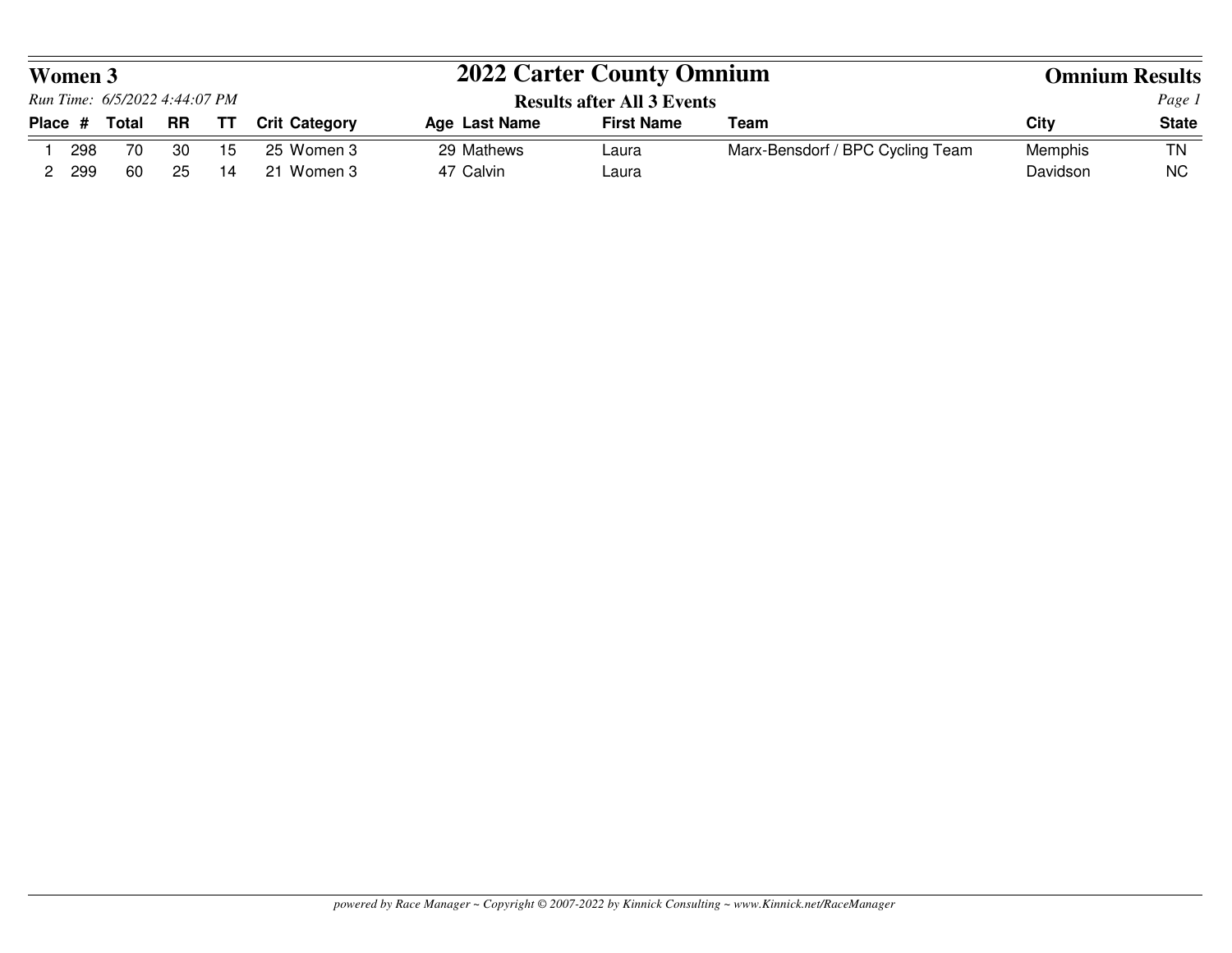# Women 3

## 2022 Carter County Omnium

**Omnium Results**

*Run Time: 6/5/2022 4:44:07 PM*

**Results after All 3 Events**

| Place | # | Total | RR | TT | Crit | Category | Age | Last Name | First Name | Team | City | State |
|---|---|---|---|---|---|---|---|---|---|---|---|---|
| 1 | 298 | 70 | 30 | 15 | 25 | Women 3 | 29 | Mathews | Laura | Marx-Bensdorf / BPC Cycling Team | Memphis | TN |
| 2 | 299 | 60 | 25 | 14 | 21 | Women 3 | 47 | Calvin | Laura | | Davidson | NC |

*powered by Race Manager ~ Copyright © 2007-2022 by Kinnick Consulting ~ www.Kinnick.net/RaceManager*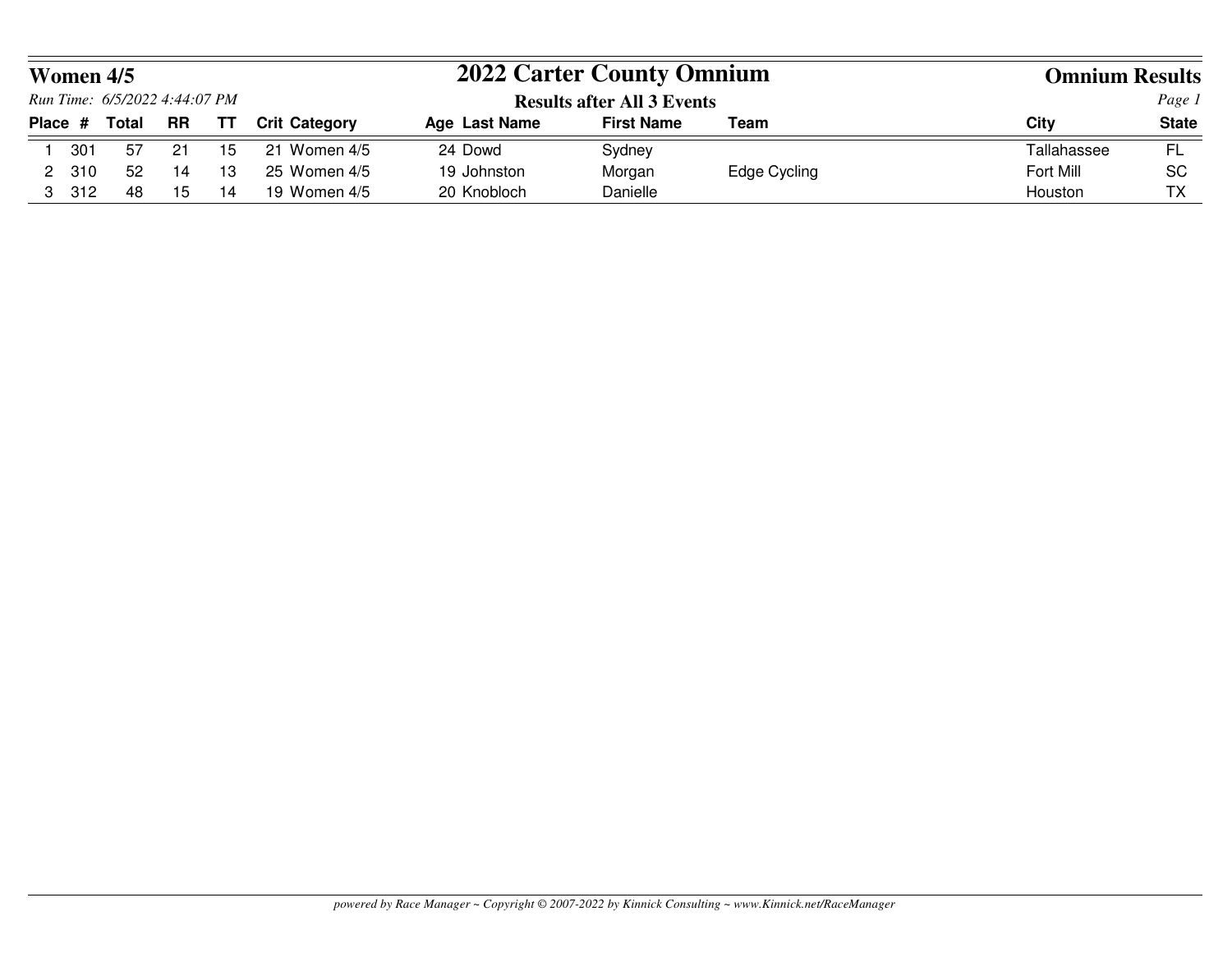# 2022 Carter County Omnium

**Women 4/5**

**Omnium Results**

*Run Time: 6/5/2022 4:44:07 PM*

**Results after All 3 Events**

| Place | # | Total | RR | TT | Crit | Category | Age | Last Name | First Name | Team | City | State |
|---|---|---|---|---|---|---|---|---|---|---|---|---|
| 1 | 301 | 57 | 21 | 15 | 21 | Women 4/5 | 24 | Dowd | Sydney | | Tallahassee | FL |
| 2 | 310 | 52 | 14 | 13 | 25 | Women 4/5 | 19 | Johnston | Morgan | Edge Cycling | Fort Mill | SC |
| 3 | 312 | 48 | 15 | 14 | 19 | Women 4/5 | 20 | Knobloch | Danielle | | Houston | TX |

*powered by Race Manager ~ Copyright © 2007-2022 by Kinnick Consulting ~ www.Kinnick.net/RaceManager*